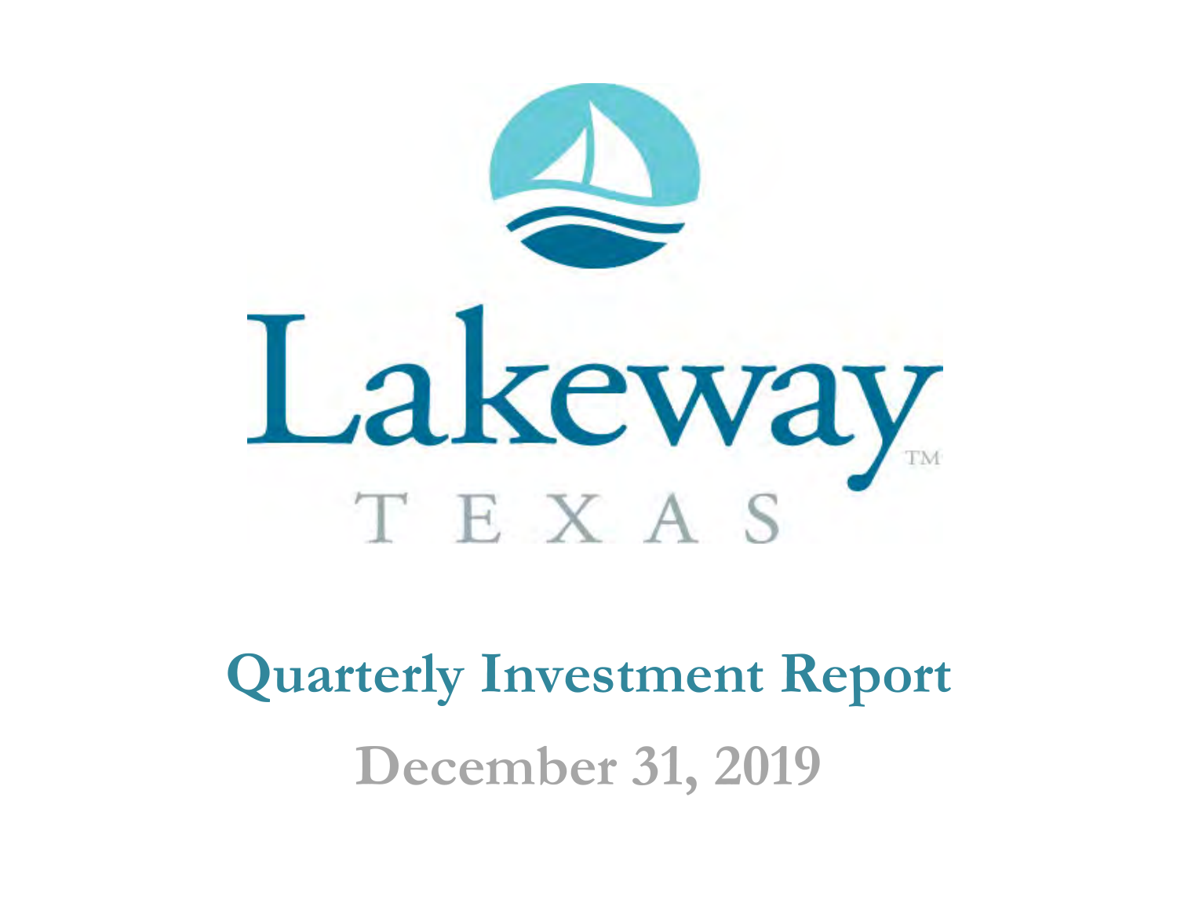# Lakeway

TEXAS

# Quarterly Investment Report

## December 31, 2019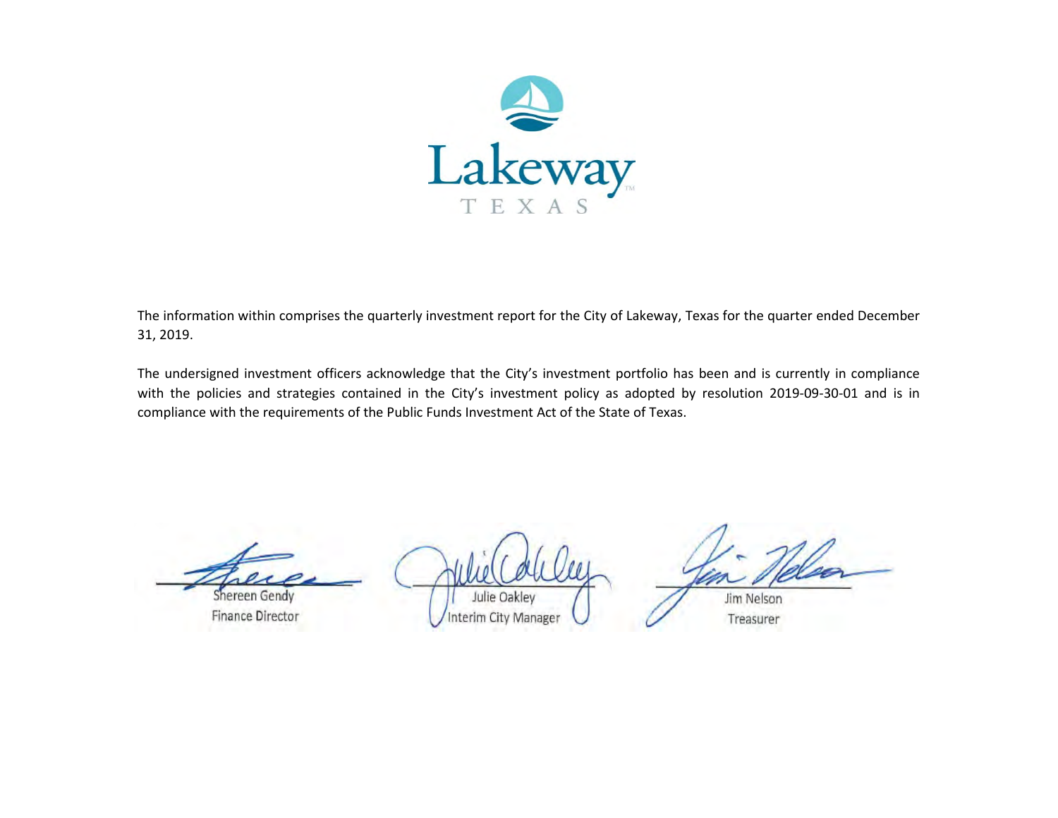Lakeway

TEXAS

The information within comprises the quarterly investment report for the City of Lakeway, Texas for the quarter ended December 31, 2019.

The undersigned investment officers acknowledge that the City's investment portfolio has been and is currently in compliance with the policies and strategies contained in the City's investment policy as adopted by resolution 2019-09-30-01 and is in compliance with the requirements of the Public Funds Investment Act of the State of Texas.

| | | |
|---|---|---|
| Shereen Gendy | Julie Oakley | Jim Nelson |
| Finance Director | Interim City Manager | Treasurer |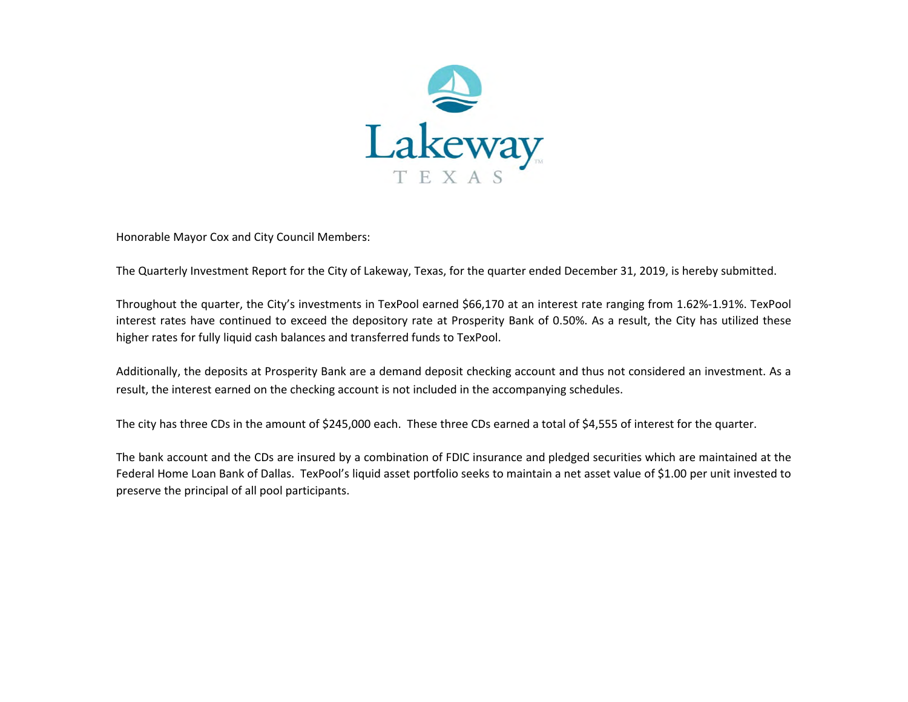Lakeway

TEXAS

Honorable Mayor Cox and City Council Members:

The Quarterly Investment Report for the City of Lakeway, Texas, for the quarter ended December 31, 2019, is hereby submitted.

Throughout the quarter, the City's investments in TexPool earned $66,170 at an interest rate ranging from 1.62%-1.91%. TexPool interest rates have continued to exceed the depository rate at Prosperity Bank of 0.50%. As a result, the City has utilized these higher rates for fully liquid cash balances and transferred funds to TexPool.

Additionally, the deposits at Prosperity Bank are a demand deposit checking account and thus not considered an investment. As a result, the interest earned on the checking account is not included in the accompanying schedules.

The city has three CDs in the amount of $245,000 each. These three CDs earned a total of $4,555 of interest for the quarter.

The bank account and the CDs are insured by a combination of FDIC insurance and pledged securities which are maintained at the Federal Home Loan Bank of Dallas. TexPool's liquid asset portfolio seeks to maintain a net asset value of $1.00 per unit invested to preserve the principal of all pool participants.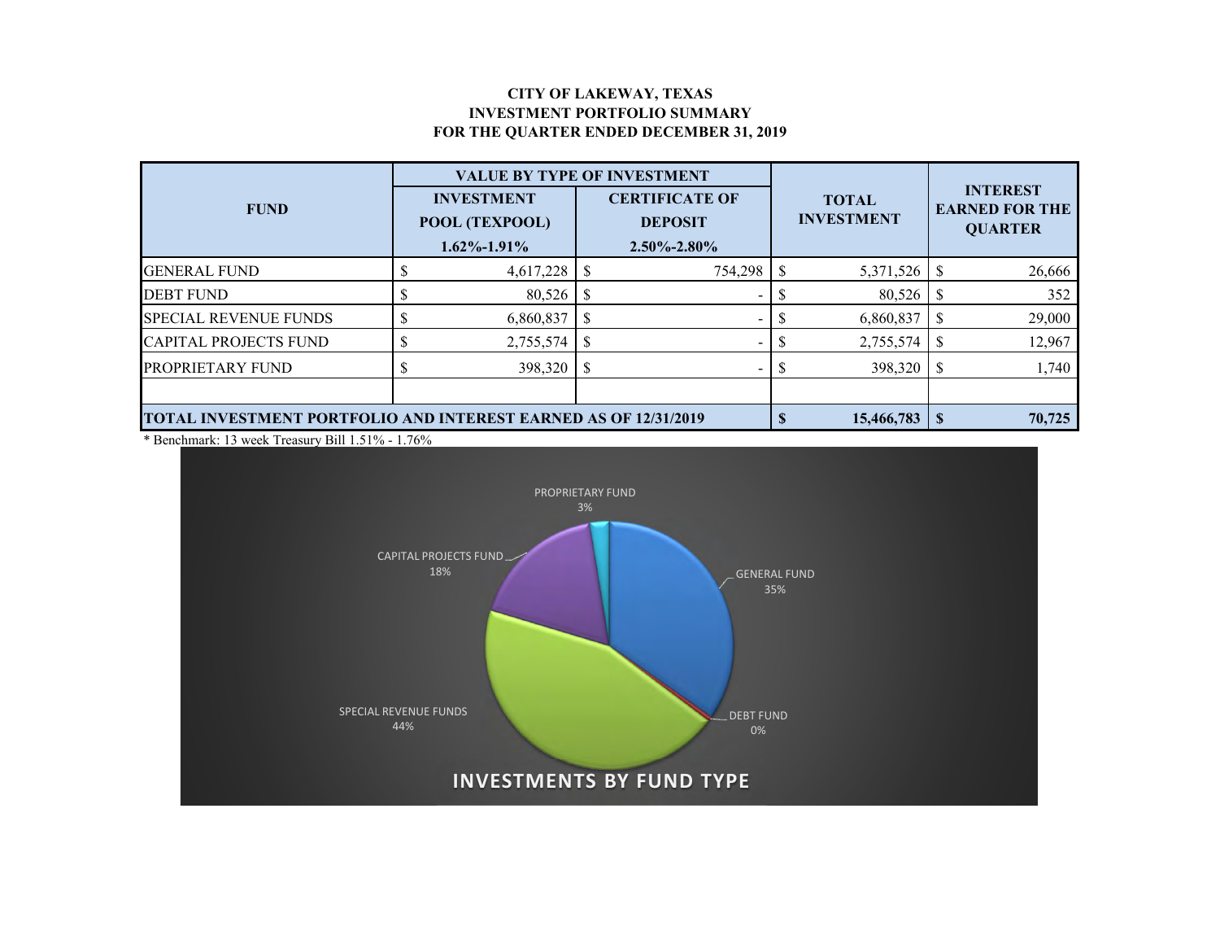# CITY OF LAKEWAY, TEXAS
## INVESTMENT PORTFOLIO SUMMARY
## FOR THE QUARTER ENDED DECEMBER 31, 2019

| FUND | VALUE BY TYPE OF INVESTMENT | | TOTAL INVESTMENT | INTEREST EARNED FOR THE QUARTER |
|---|---|---|---|---|
| | INVESTMENT POOL (TEXPOOL) 1.62%-1.91% | CERTIFICATE OF DEPOSIT 2.50%-2.80% | | |
| GENERAL FUND | $ 4,617,228 | $ 754,298 | $ 5,371,526 | $ 26,666 |
| DEBT FUND | $ 80,526 | $ - | $ 80,526 | $ 352 |
| SPECIAL REVENUE FUNDS | $ 6,860,837 | $ - | $ 6,860,837 | $ 29,000 |
| CAPITAL PROJECTS FUND | $ 2,755,574 | $ - | $ 2,755,574 | $ 12,967 |
| PROPRIETARY FUND | $ 398,320 | $ - | $ 398,320 | $ 1,740 |
| | | | | |
| **TOTAL INVESTMENT PORTFOLIO AND INTEREST EARNED AS OF 12/31/2019** | | | **$ 15,466,783** | **$ 70,725** |

* Benchmark: 13 week Treasury Bill 1.51% - 1.76%

**INVESTMENTS BY FUND TYPE**

- GENERAL FUND 35%
- DEBT FUND 0%
- SPECIAL REVENUE FUNDS 44%
- CAPITAL PROJECTS FUND 18%
- PROPRIETARY FUND 3%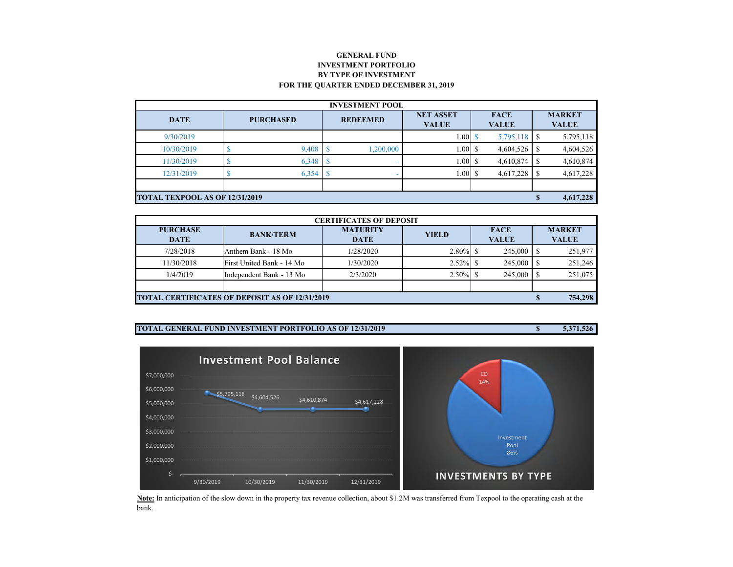# GENERAL FUND
## INVESTMENT PORTFOLIO
## BY TYPE OF INVESTMENT
## FOR THE QUARTER ENDED DECEMBER 31, 2019

| INVESTMENT POOL | | | | | |
|---|---|---|---|---|---|
| **DATE** | **PURCHASED** | **REDEEMED** | **NET ASSET VALUE** | **FACE VALUE** | **MARKET VALUE** |
| 9/30/2019 | | | 1.00 | $ 5,795,118 | $ 5,795,118 |
| 10/30/2019 | $ 9,408 | $ 1,200,000 | 1.00 | $ 4,604,526 | $ 4,604,526 |
| 11/30/2019 | $ 6,348 | $ - | 1.00 | $ 4,610,874 | $ 4,610,874 |
| 12/31/2019 | $ 6,354 | $ - | 1.00 | $ 4,617,228 | $ 4,617,228 |
| | | | | | |
| **TOTAL TEXPOOL AS OF 12/31/2019** | | | | | **$ 4,617,228** |

| CERTIFICATES OF DEPOSIT | | | | | |
|---|---|---|---|---|---|
| **PURCHASE DATE** | **BANK/TERM** | **MATURITY DATE** | **YIELD** | **FACE VALUE** | **MARKET VALUE** |
| 7/28/2018 | Anthem Bank - 18 Mo | 1/28/2020 | 2.80% | $ 245,000 | $ 251,977 |
| 11/30/2018 | First United Bank - 14 Mo | 1/30/2020 | 2.52% | $ 245,000 | $ 251,246 |
| 1/4/2019 | Independent Bank - 13 Mo | 2/3/2020 | 2.50% | $ 245,000 | $ 251,075 |
| | | | | | |
| **TOTAL CERTIFICATES OF DEPOSIT AS OF 12/31/2019** | | | | | **$ 754,298** |

| **TOTAL GENERAL FUND INVESTMENT PORTFOLIO AS OF 12/31/2019** | **$ 5,371,526** |
|---|---|

**Investment Pool Balance**

| Date | Balance |
|---|---|
| 9/30/2019 | $5,795,118 |
| 10/30/2019 | $4,604,526 |
| 11/30/2019 | $4,610,874 |
| 12/31/2019 | $4,617,228 |

**INVESTMENTS BY TYPE**

| Type | Share |
|---|---|
| CD | 14% |
| Investment Pool | 86% |

**Note:** In anticipation of the slow down in the property tax revenue collection, about $1.2M was transferred from Texpool to the operating cash at the bank.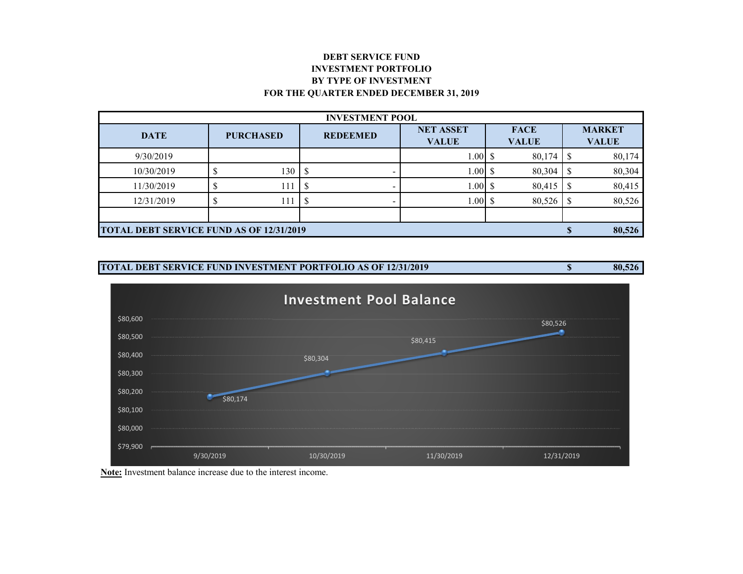# DEBT SERVICE FUND
## INVESTMENT PORTFOLIO
## BY TYPE OF INVESTMENT
## FOR THE QUARTER ENDED DECEMBER 31, 2019

| INVESTMENT POOL | | | | | |
|---|---|---|---|---|---|
| **DATE** | **PURCHASED** | **REDEEMED** | **NET ASSET VALUE** | **FACE VALUE** | **MARKET VALUE** |
| 9/30/2019 | | | 1.00 | $ 80,174 | $ 80,174 |
| 10/30/2019 | $ 130 | $ - | 1.00 | $ 80,304 | $ 80,304 |
| 11/30/2019 | $ 111 | $ - | 1.00 | $ 80,415 | $ 80,415 |
| 12/31/2019 | $ 111 | $ - | 1.00 | $ 80,526 | $ 80,526 |
| | | | | | |
| **TOTAL DEBT SERVICE FUND AS OF 12/31/2019** | | | | | **$ 80,526** |

| **TOTAL DEBT SERVICE FUND INVESTMENT PORTFOLIO AS OF 12/31/2019** | **$ 80,526** |
|---|---|

**Investment Pool Balance**

| Date | Balance |
|---|---|
| 9/30/2019 | $80,174 |
| 10/30/2019 | $80,304 |
| 11/30/2019 | $80,415 |
| 12/31/2019 | $80,526 |

**Note:** Investment balance increase due to the interest income.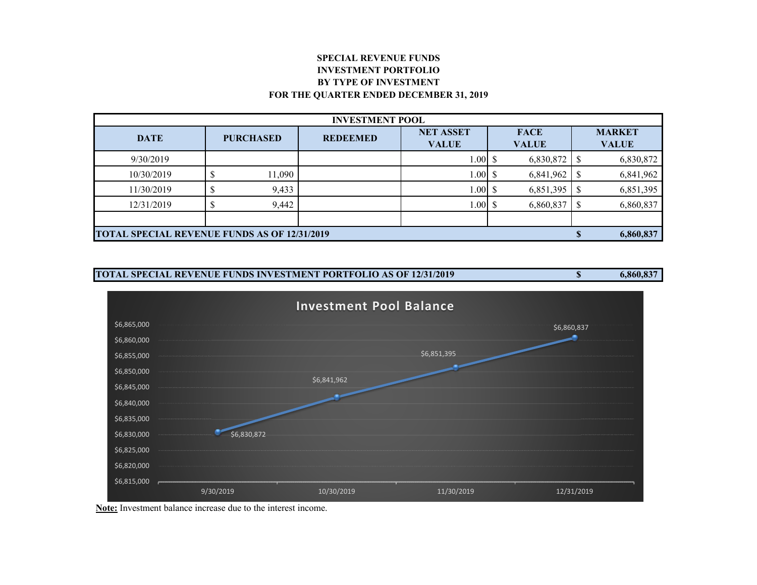**SPECIAL REVENUE FUNDS**
**INVESTMENT PORTFOLIO**
**BY TYPE OF INVESTMENT**
**FOR THE QUARTER ENDED DECEMBER 31, 2019**

| INVESTMENT POOL | | | | | |
|---|---|---|---|---|---|
| **DATE** | **PURCHASED** | **REDEEMED** | **NET ASSET VALUE** | **FACE VALUE** | **MARKET VALUE** |
| 9/30/2019 | | | 1.00 | $ 6,830,872 | $ 6,830,872 |
| 10/30/2019 | $ 11,090 | | 1.00 | $ 6,841,962 | $ 6,841,962 |
| 11/30/2019 | $ 9,433 | | 1.00 | $ 6,851,395 | $ 6,851,395 |
| 12/31/2019 | $ 9,442 | | 1.00 | $ 6,860,837 | $ 6,860,837 |
| | | | | | |
| **TOTAL SPECIAL REVENUE FUNDS AS OF 12/31/2019** | | | | | **$ 6,860,837** |

| | |
|---|---|
| **TOTAL SPECIAL REVENUE FUNDS INVESTMENT PORTFOLIO AS OF 12/31/2019** | **$ 6,860,837** |

**Investment Pool Balance**

| Date | Balance |
|---|---|
| 9/30/2019 | $6,830,872 |
| 10/30/2019 | $6,841,962 |
| 11/30/2019 | $6,851,395 |
| 12/31/2019 | $6,860,837 |

**Note:** Investment balance increase due to the interest income.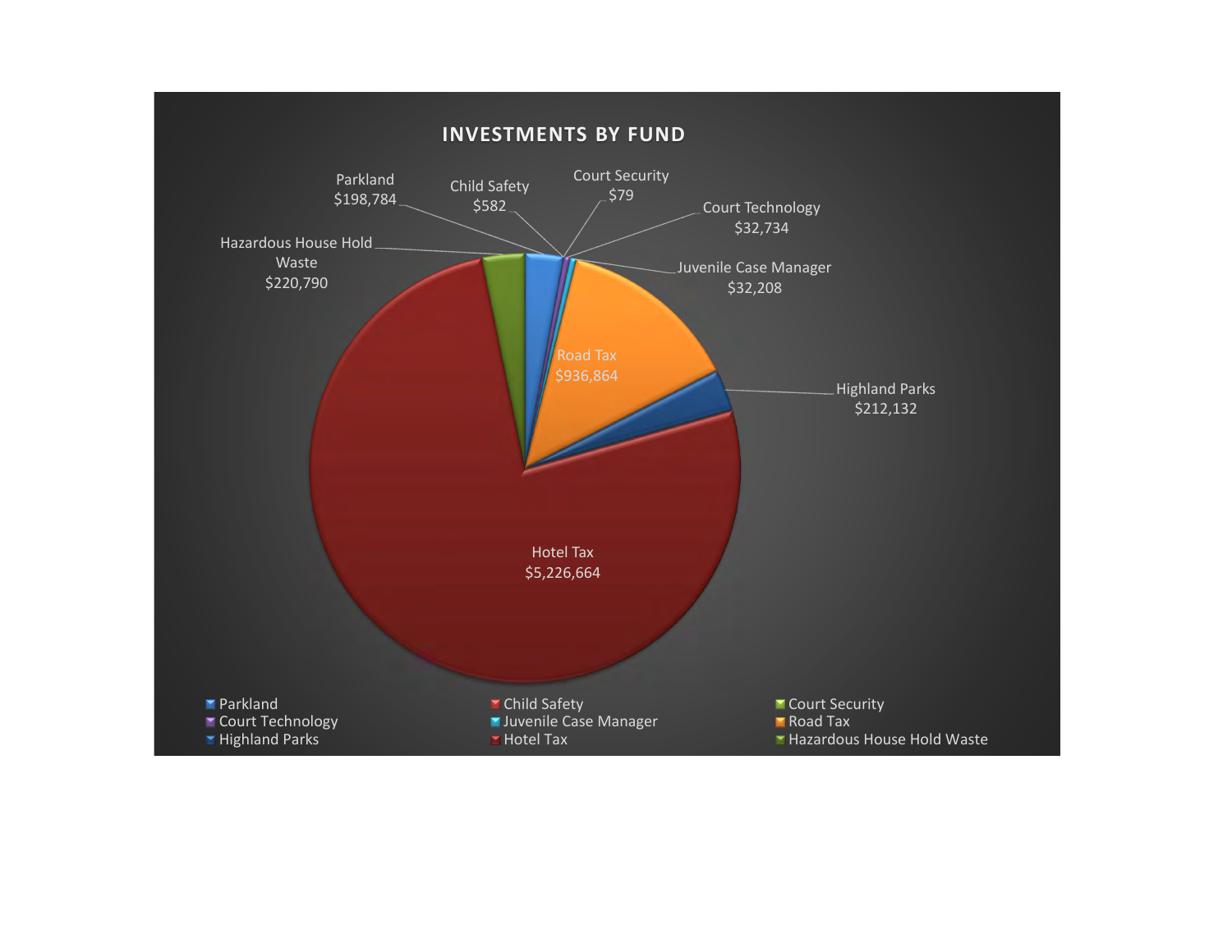# INVESTMENTS BY FUND

| Fund | Amount |
| --- | --- |
| Parkland | $198,784 |
| Child Safety | $582 |
| Court Security | $79 |
| Court Technology | $32,734 |
| Juvenile Case Manager | $32,208 |
| Road Tax | $936,864 |
| Highland Parks | $212,132 |
| Hotel Tax | $5,226,664 |
| Hazardous House Hold Waste | $220,790 |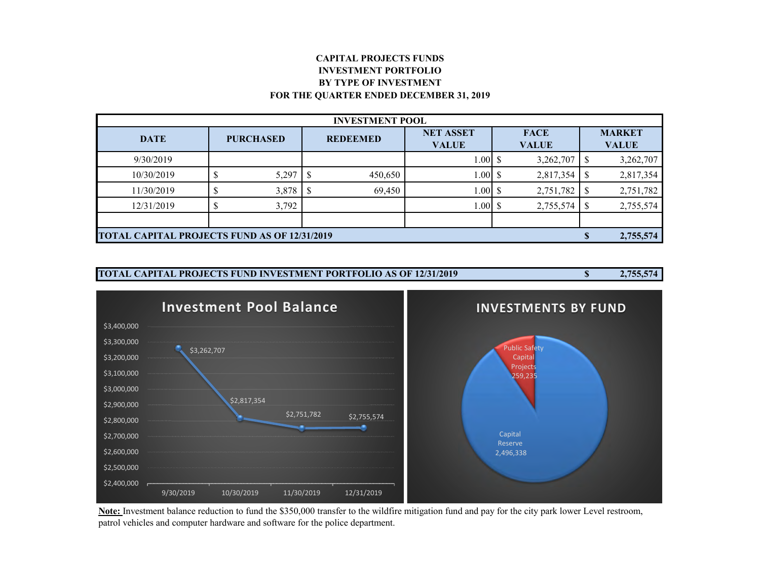# CAPITAL PROJECTS FUNDS
# INVESTMENT PORTFOLIO
# BY TYPE OF INVESTMENT
# FOR THE QUARTER ENDED DECEMBER 31, 2019

| INVESTMENT POOL | | | | | |
|---|---|---|---|---|---|
| **DATE** | **PURCHASED** | **REDEEMED** | **NET ASSET VALUE** | **FACE VALUE** | **MARKET VALUE** |
| 9/30/2019 | | | 1.00 | $ 3,262,707 | $ 3,262,707 |
| 10/30/2019 | $ 5,297 | $ 450,650 | 1.00 | $ 2,817,354 | $ 2,817,354 |
| 11/30/2019 | $ 3,878 | $ 69,450 | 1.00 | $ 2,751,782 | $ 2,751,782 |
| 12/31/2019 | $ 3,792 | | 1.00 | $ 2,755,574 | $ 2,755,574 |
| | | | | | |
| **TOTAL CAPITAL PROJECTS FUND AS OF 12/31/2019** | | | | | **$ 2,755,574** |

| **TOTAL CAPITAL PROJECTS FUND INVESTMENT PORTFOLIO AS OF 12/31/2019** | **$ 2,755,574** |
|---|---|

**Investment Pool Balance**

| Date | Balance |
|---|---|
| 9/30/2019 | $3,262,707 |
| 10/30/2019 | $2,817,354 |
| 11/30/2019 | $2,751,782 |
| 12/31/2019 | $2,755,574 |

**INVESTMENTS BY FUND**

| Fund | Amount |
|---|---|
| Public Safety Capital Projects | 259,235 |
| Capital Reserve | 2,496,338 |

**Note:** Investment balance reduction to fund the $350,000 transfer to the wildfire mitigation fund and pay for the city park lower Level restroom, patrol vehicles and computer hardware and software for the police department.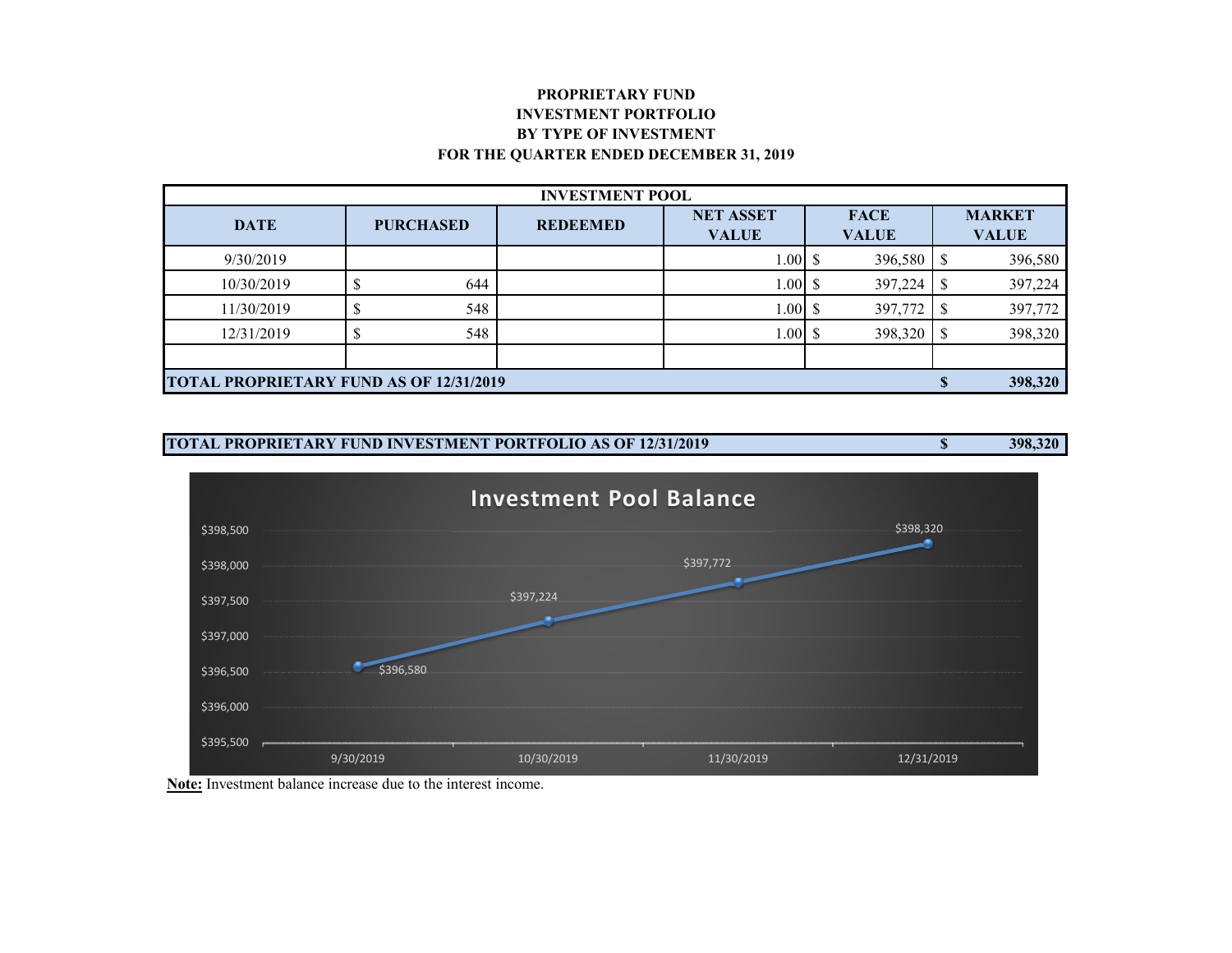**PROPRIETARY FUND**
**INVESTMENT PORTFOLIO**
**BY TYPE OF INVESTMENT**
**FOR THE QUARTER ENDED DECEMBER 31, 2019**

| INVESTMENT POOL | | | | | |
|---|---|---|---|---|---|
| **DATE** | **PURCHASED** | **REDEEMED** | **NET ASSET VALUE** | **FACE VALUE** | **MARKET VALUE** |
| 9/30/2019 | | | 1.00 | $ 396,580 | $ 396,580 |
| 10/30/2019 | $ 644 | | 1.00 | $ 397,224 | $ 397,224 |
| 11/30/2019 | $ 548 | | 1.00 | $ 397,772 | $ 397,772 |
| 12/31/2019 | $ 548 | | 1.00 | $ 398,320 | $ 398,320 |
| | | | | | |
| **TOTAL PROPRIETARY FUND AS OF 12/31/2019** | | | | | **$ 398,320** |

| | |
|---|---|
| **TOTAL PROPRIETARY FUND INVESTMENT PORTFOLIO AS OF 12/31/2019** | **$ 398,320** |

Investment Pool Balance

$398,500
$398,000
$397,500
$397,000
$396,500
$396,000
$395,500

$396,580
$397,224
$397,772
$398,320

9/30/2019
10/30/2019
11/30/2019
12/31/2019

**Note:** Investment balance increase due to the interest income.